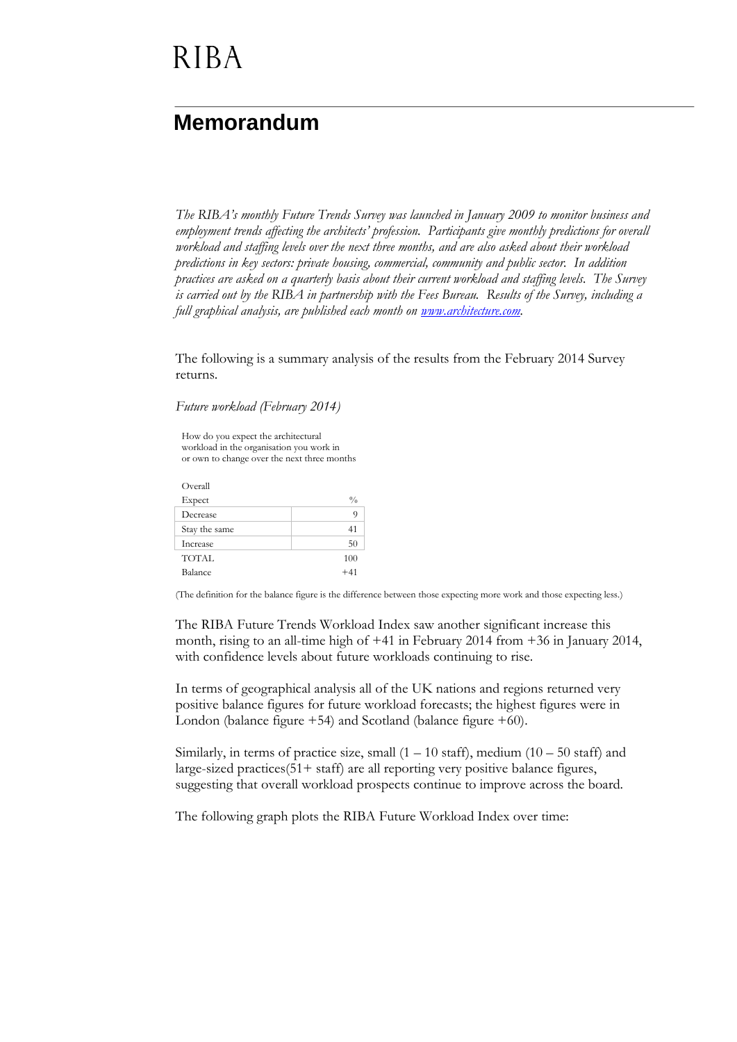# RIBA

## Memorandum

*The RIBA's monthly Future Trends Survey was launched in January 2009 to monitor business and employment trends affecting the architects' profession. Participants give monthly predictions for overall workload and staffing levels over the next three months, and are also asked about their workload predictions in key sectors: private housing, commercial, community and public sector. In addition practices are asked on a quarterly basis about their current workload and staffing levels. The Survey is carried out by the RIBA in partnership with the Fees Bureau. Results of the Survey, including a full graphical analysis, are published each month on [www.architecture.com](www.architecture.com).*

The following is a summary analysis of the results from the February 2014 Survey returns.

*Future workload (February 2014)*

How do you expect the architectural workload in the organisation you work in or own to change over the next three months

| Overall Expect | % |
|---|---|
| Decrease | 9 |
| Stay the same | 41 |
| Increase | 50 |
| TOTAL | 100 |
| Balance | +41 |

(The definition for the balance figure is the difference between those expecting more work and those expecting less.)

The RIBA Future Trends Workload Index saw another significant increase this month, rising to an all-time high of +41 in February 2014 from +36 in January 2014, with confidence levels about future workloads continuing to rise.

In terms of geographical analysis all of the UK nations and regions returned very positive balance figures for future workload forecasts; the highest figures were in London (balance figure +54) and Scotland (balance figure +60).

Similarly, in terms of practice size, small (1 – 10 staff), medium (10 – 50 staff) and large-sized practices(51+ staff) are all reporting very positive balance figures, suggesting that overall workload prospects continue to improve across the board.

The following graph plots the RIBA Future Workload Index over time: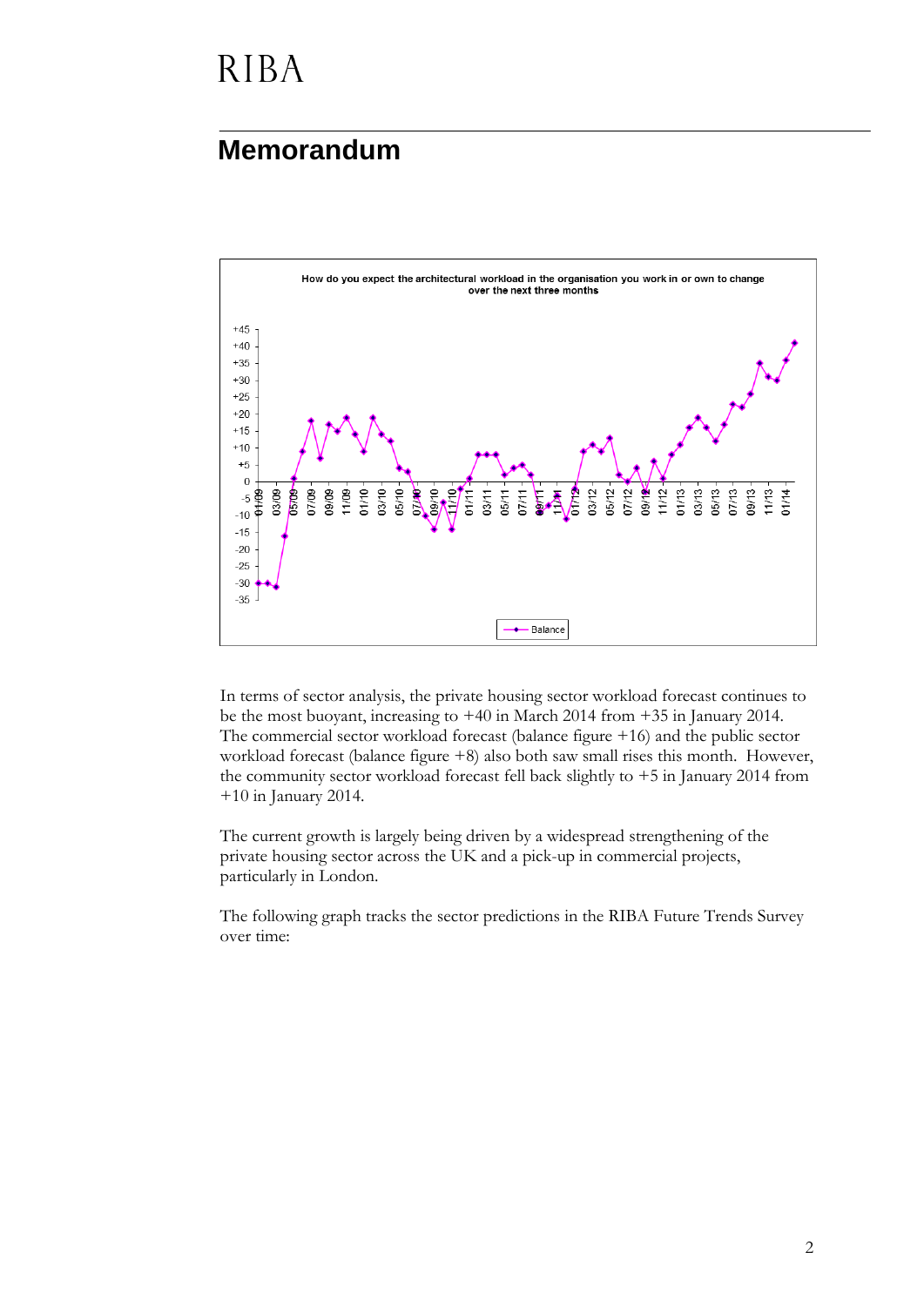# RIBA

## Memorandum

How do you expect the architectural workload in the organisation you work in or own to change over the next three months

In terms of sector analysis, the private housing sector workload forecast continues to be the most buoyant, increasing to +40 in March 2014 from +35 in January 2014. The commercial sector workload forecast (balance figure +16) and the public sector workload forecast (balance figure +8) also both saw small rises this month. However, the community sector workload forecast fell back slightly to +5 in January 2014 from +10 in January 2014.

The current growth is largely being driven by a widespread strengthening of the private housing sector across the UK and a pick-up in commercial projects, particularly in London.

The following graph tracks the sector predictions in the RIBA Future Trends Survey over time: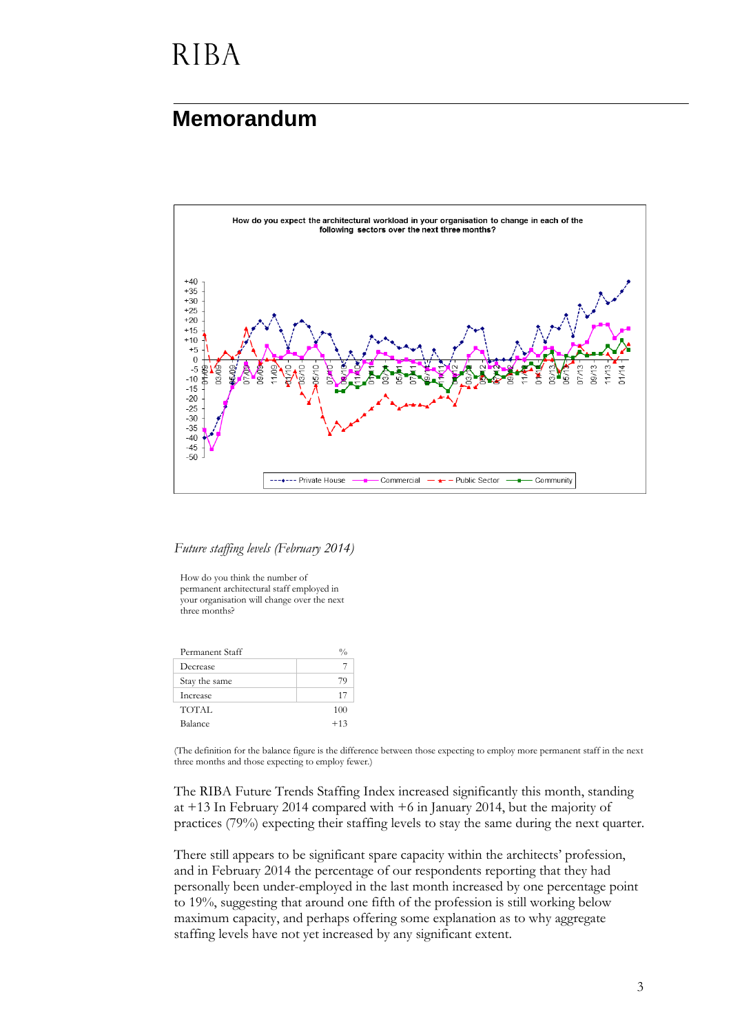# Memorandum

How do you expect the architectural workload in your organisation to change in each of the following sectors over the next three months?

*Future staffing levels (February 2014)*

How do you think the number of permanent architectural staff employed in your organisation will change over the next three months?

| Permanent Staff | % |
|---|---|
| Decrease | 7 |
| Stay the same | 79 |
| Increase | 17 |
| TOTAL | 100 |
| Balance | +13 |

(The definition for the balance figure is the difference between those expecting to employ more permanent staff in the next three months and those expecting to employ fewer.)

The RIBA Future Trends Staffing Index increased significantly this month, standing at +13 In February 2014 compared with +6 in January 2014, but the majority of practices (79%) expecting their staffing levels to stay the same during the next quarter.

There still appears to be significant spare capacity within the architects' profession, and in February 2014 the percentage of our respondents reporting that they had personally been under-employed in the last month increased by one percentage point to 19%, suggesting that around one fifth of the profession is still working below maximum capacity, and perhaps offering some explanation as to why aggregate staffing levels have not yet increased by any significant extent.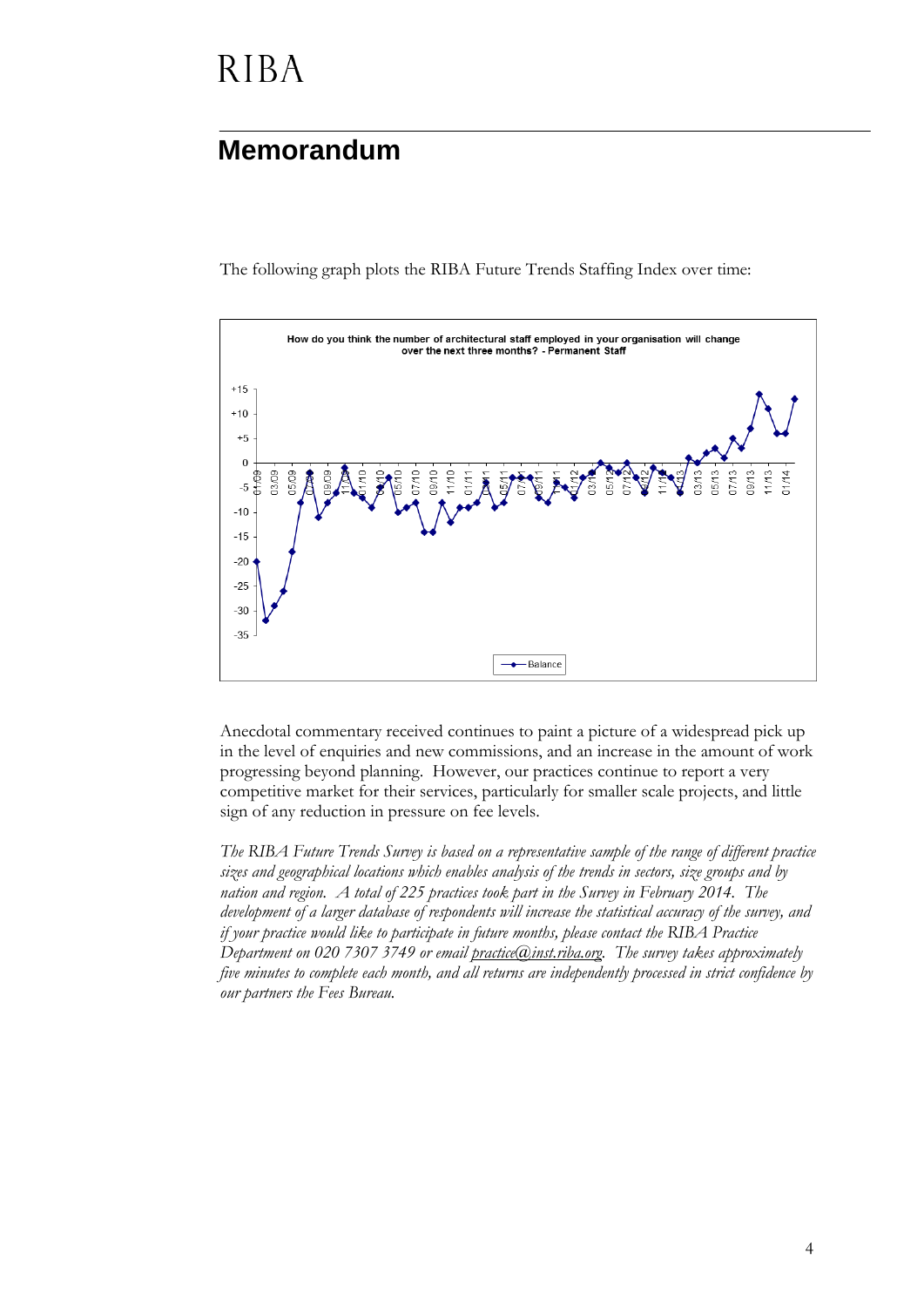RIBA

## Memorandum

The following graph plots the RIBA Future Trends Staffing Index over time:

How do you think the number of architectural staff employed in your organisation will change over the next three months? - Permanent Staff

+15
+10
+5
0
-5
-10
-15
-20
-25
-30
-35

01/09 03/09 05/09 07/09 09/09 11/09 01/10 03/10 05/10 07/10 09/10 11/10 01/11 03/11 05/11 07/11 09/11 11/11 01/12 03/12 05/12 07/12 09/12 11/12 01/13 03/13 05/13 07/13 09/13 11/13 01/14

Balance

Anecdotal commentary received continues to paint a picture of a widespread pick up in the level of enquiries and new commissions, and an increase in the amount of work progressing beyond planning. However, our practices continue to report a very competitive market for their services, particularly for smaller scale projects, and little sign of any reduction in pressure on fee levels.

*The RIBA Future Trends Survey is based on a representative sample of the range of different practice sizes and geographical locations which enables analysis of the trends in sectors, size groups and by nation and region. A total of 225 practices took part in the Survey in February 2014. The development of a larger database of respondents will increase the statistical accuracy of the survey, and if your practice would like to participate in future months, please contact the RIBA Practice Department on 020 7307 3749 or email practice@inst.riba.org. The survey takes approximately five minutes to complete each month, and all returns are independently processed in strict confidence by our partners the Fees Bureau.*